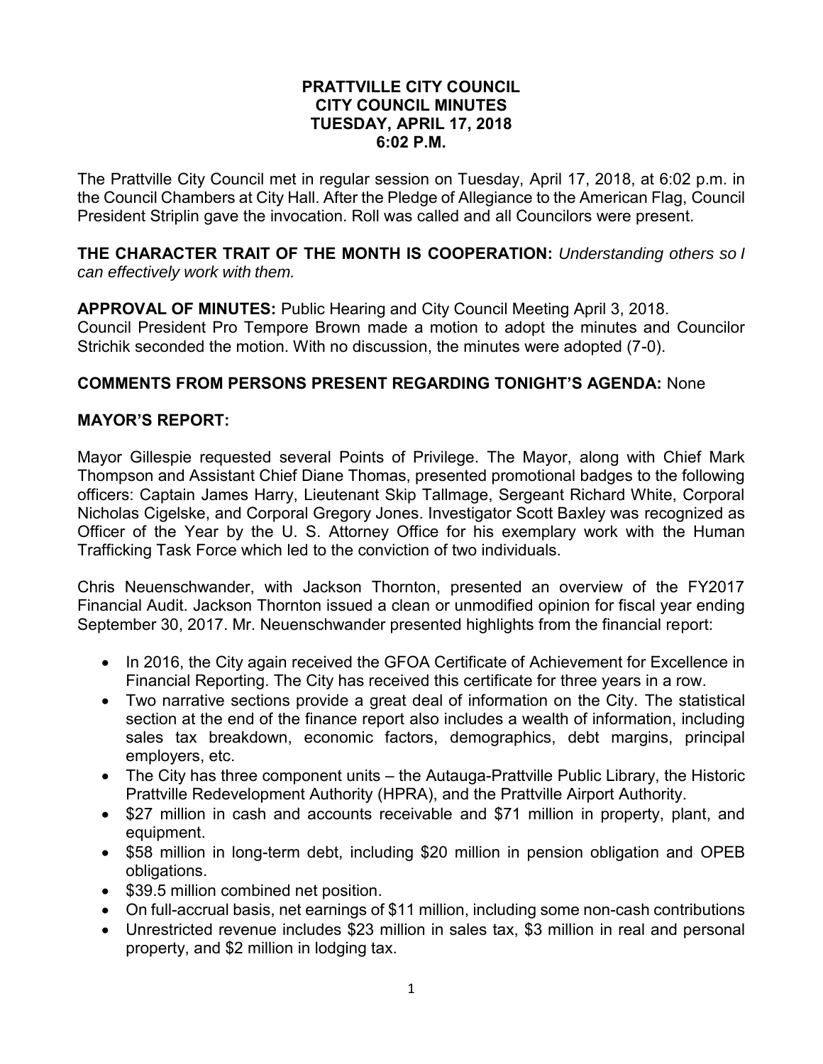# PRATTVILLE CITY COUNCIL
## CITY COUNCIL MINUTES
## TUESDAY, APRIL 17, 2018
## 6:02 P.M.

The Prattville City Council met in regular session on Tuesday, April 17, 2018, at 6:02 p.m. in the Council Chambers at City Hall. After the Pledge of Allegiance to the American Flag, Council President Striplin gave the invocation. Roll was called and all Councilors were present.

**THE CHARACTER TRAIT OF THE MONTH IS COOPERATION:** *Understanding others so I can effectively work with them.*

**APPROVAL OF MINUTES:** Public Hearing and City Council Meeting April 3, 2018.
Council President Pro Tempore Brown made a motion to adopt the minutes and Councilor Strichik seconded the motion. With no discussion, the minutes were adopted (7-0).

**COMMENTS FROM PERSONS PRESENT REGARDING TONIGHT'S AGENDA:** None

**MAYOR'S REPORT:**

Mayor Gillespie requested several Points of Privilege. The Mayor, along with Chief Mark Thompson and Assistant Chief Diane Thomas, presented promotional badges to the following officers: Captain James Harry, Lieutenant Skip Tallmage, Sergeant Richard White, Corporal Nicholas Cigelske, and Corporal Gregory Jones. Investigator Scott Baxley was recognized as Officer of the Year by the U. S. Attorney Office for his exemplary work with the Human Trafficking Task Force which led to the conviction of two individuals.

Chris Neuenschwander, with Jackson Thornton, presented an overview of the FY2017 Financial Audit. Jackson Thornton issued a clean or unmodified opinion for fiscal year ending September 30, 2017. Mr. Neuenschwander presented highlights from the financial report:

- In 2016, the City again received the GFOA Certificate of Achievement for Excellence in Financial Reporting. The City has received this certificate for three years in a row.
- Two narrative sections provide a great deal of information on the City. The statistical section at the end of the finance report also includes a wealth of information, including sales tax breakdown, economic factors, demographics, debt margins, principal employers, etc.
- The City has three component units – the Autauga-Prattville Public Library, the Historic Prattville Redevelopment Authority (HPRA), and the Prattville Airport Authority.
- $27 million in cash and accounts receivable and $71 million in property, plant, and equipment.
- $58 million in long-term debt, including $20 million in pension obligation and OPEB obligations.
- $39.5 million combined net position.
- On full-accrual basis, net earnings of $11 million, including some non-cash contributions
- Unrestricted revenue includes $23 million in sales tax, $3 million in real and personal property, and $2 million in lodging tax.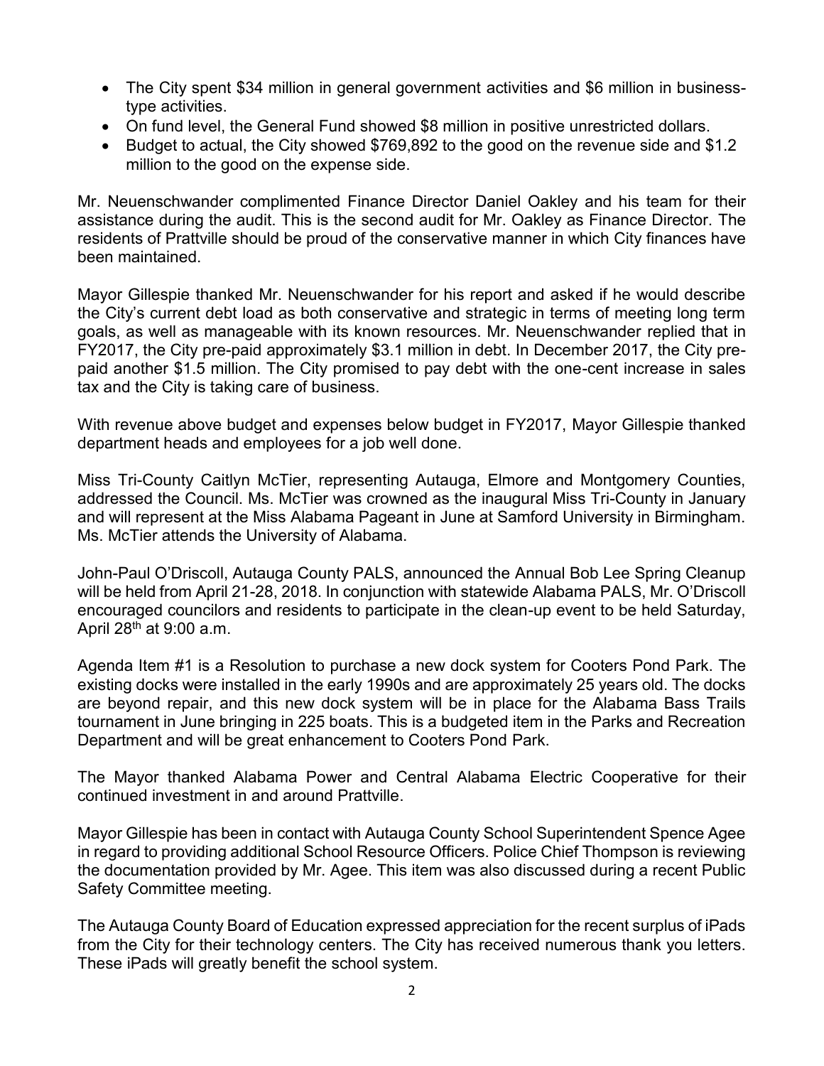- The City spent $34 million in general government activities and $6 million in business-type activities.
- On fund level, the General Fund showed $8 million in positive unrestricted dollars.
- Budget to actual, the City showed $769,892 to the good on the revenue side and $1.2 million to the good on the expense side.

Mr. Neuenschwander complimented Finance Director Daniel Oakley and his team for their assistance during the audit. This is the second audit for Mr. Oakley as Finance Director. The residents of Prattville should be proud of the conservative manner in which City finances have been maintained.

Mayor Gillespie thanked Mr. Neuenschwander for his report and asked if he would describe the City's current debt load as both conservative and strategic in terms of meeting long term goals, as well as manageable with its known resources. Mr. Neuenschwander replied that in FY2017, the City pre-paid approximately $3.1 million in debt. In December 2017, the City pre-paid another $1.5 million. The City promised to pay debt with the one-cent increase in sales tax and the City is taking care of business.

With revenue above budget and expenses below budget in FY2017, Mayor Gillespie thanked department heads and employees for a job well done.

Miss Tri-County Caitlyn McTier, representing Autauga, Elmore and Montgomery Counties, addressed the Council. Ms. McTier was crowned as the inaugural Miss Tri-County in January and will represent at the Miss Alabama Pageant in June at Samford University in Birmingham. Ms. McTier attends the University of Alabama.

John-Paul O'Driscoll, Autauga County PALS, announced the Annual Bob Lee Spring Cleanup will be held from April 21-28, 2018. In conjunction with statewide Alabama PALS, Mr. O'Driscoll encouraged councilors and residents to participate in the clean-up event to be held Saturday, April 28th at 9:00 a.m.

Agenda Item #1 is a Resolution to purchase a new dock system for Cooters Pond Park. The existing docks were installed in the early 1990s and are approximately 25 years old. The docks are beyond repair, and this new dock system will be in place for the Alabama Bass Trails tournament in June bringing in 225 boats. This is a budgeted item in the Parks and Recreation Department and will be great enhancement to Cooters Pond Park.

The Mayor thanked Alabama Power and Central Alabama Electric Cooperative for their continued investment in and around Prattville.

Mayor Gillespie has been in contact with Autauga County School Superintendent Spence Agee in regard to providing additional School Resource Officers. Police Chief Thompson is reviewing the documentation provided by Mr. Agee. This item was also discussed during a recent Public Safety Committee meeting.

The Autauga County Board of Education expressed appreciation for the recent surplus of iPads from the City for their technology centers. The City has received numerous thank you letters. These iPads will greatly benefit the school system.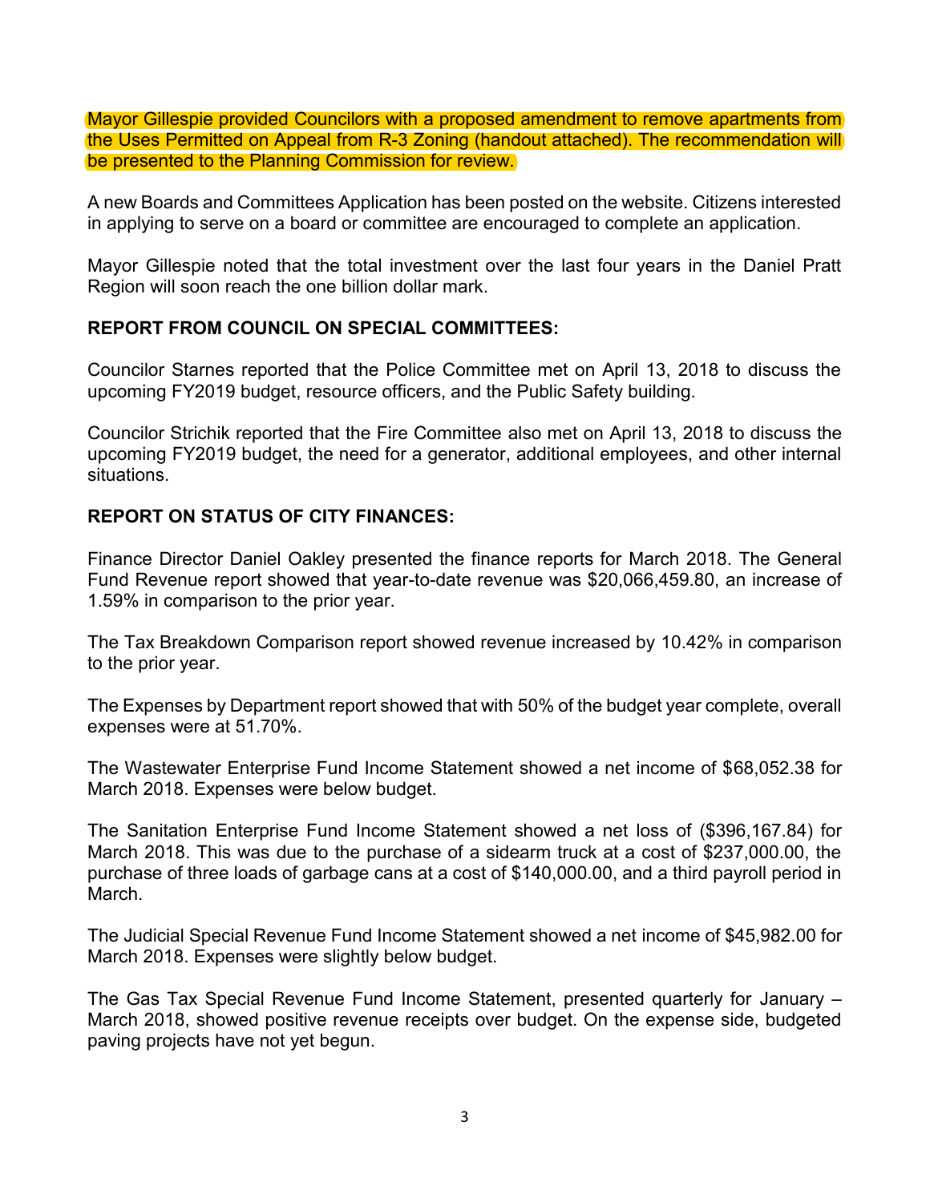Mayor Gillespie provided Councilors with a proposed amendment to remove apartments from the Uses Permitted on Appeal from R-3 Zoning (handout attached). The recommendation will be presented to the Planning Commission for review.

A new Boards and Committees Application has been posted on the website. Citizens interested in applying to serve on a board or committee are encouraged to complete an application.

Mayor Gillespie noted that the total investment over the last four years in the Daniel Pratt Region will soon reach the one billion dollar mark.

**REPORT FROM COUNCIL ON SPECIAL COMMITTEES:**

Councilor Starnes reported that the Police Committee met on April 13, 2018 to discuss the upcoming FY2019 budget, resource officers, and the Public Safety building.

Councilor Strichik reported that the Fire Committee also met on April 13, 2018 to discuss the upcoming FY2019 budget, the need for a generator, additional employees, and other internal situations.

**REPORT ON STATUS OF CITY FINANCES:**

Finance Director Daniel Oakley presented the finance reports for March 2018. The General Fund Revenue report showed that year-to-date revenue was $20,066,459.80, an increase of 1.59% in comparison to the prior year.

The Tax Breakdown Comparison report showed revenue increased by 10.42% in comparison to the prior year.

The Expenses by Department report showed that with 50% of the budget year complete, overall expenses were at 51.70%.

The Wastewater Enterprise Fund Income Statement showed a net income of $68,052.38 for March 2018. Expenses were below budget.

The Sanitation Enterprise Fund Income Statement showed a net loss of ($396,167.84) for March 2018. This was due to the purchase of a sidearm truck at a cost of $237,000.00, the purchase of three loads of garbage cans at a cost of $140,000.00, and a third payroll period in March.

The Judicial Special Revenue Fund Income Statement showed a net income of $45,982.00 for March 2018. Expenses were slightly below budget.

The Gas Tax Special Revenue Fund Income Statement, presented quarterly for January – March 2018, showed positive revenue receipts over budget. On the expense side, budgeted paving projects have not yet begun.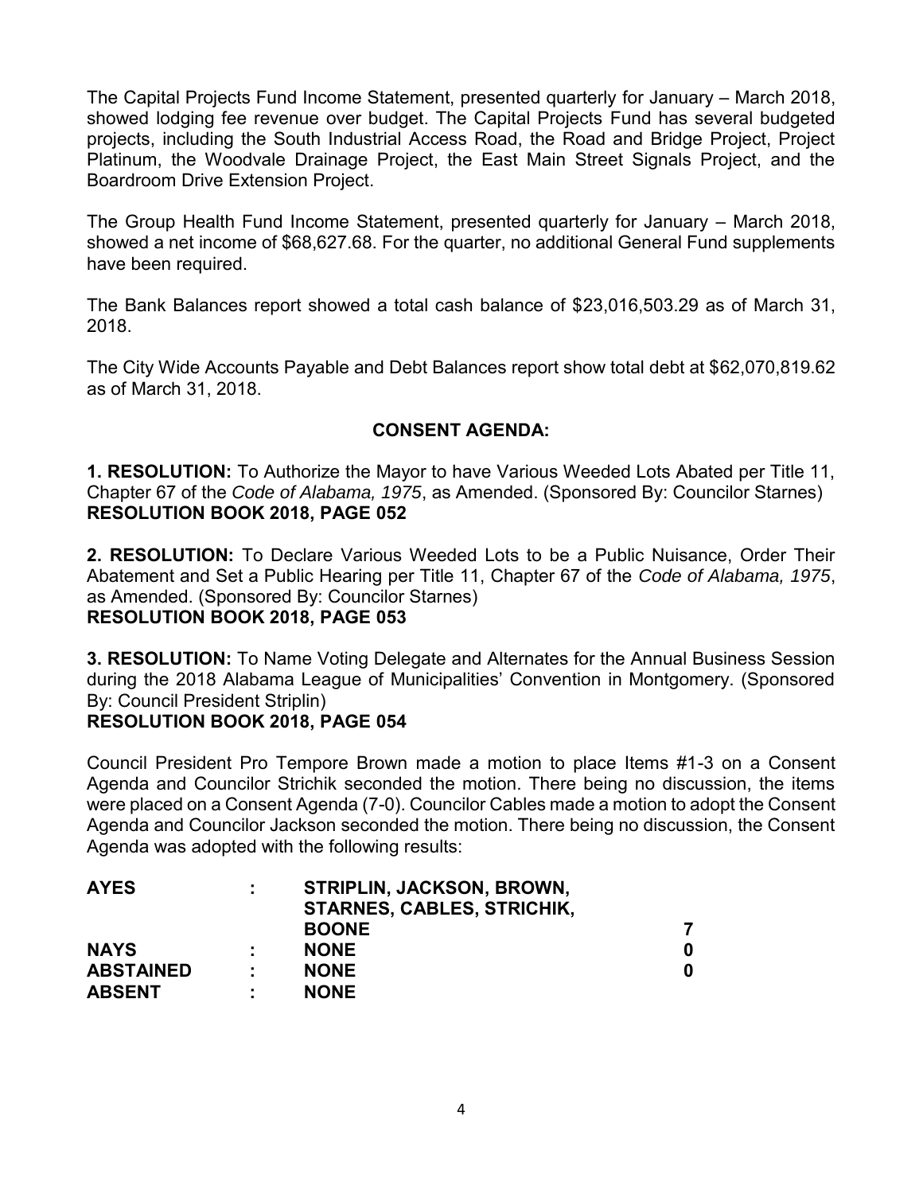The Capital Projects Fund Income Statement, presented quarterly for January – March 2018, showed lodging fee revenue over budget. The Capital Projects Fund has several budgeted projects, including the South Industrial Access Road, the Road and Bridge Project, Project Platinum, the Woodvale Drainage Project, the East Main Street Signals Project, and the Boardroom Drive Extension Project.

The Group Health Fund Income Statement, presented quarterly for January – March 2018, showed a net income of $68,627.68. For the quarter, no additional General Fund supplements have been required.

The Bank Balances report showed a total cash balance of $23,016,503.29 as of March 31, 2018.

The City Wide Accounts Payable and Debt Balances report show total debt at $62,070,819.62 as of March 31, 2018.

## CONSENT AGENDA:

**1. RESOLUTION:** To Authorize the Mayor to have Various Weeded Lots Abated per Title 11, Chapter 67 of the *Code of Alabama, 1975*, as Amended. (Sponsored By: Councilor Starnes)
**RESOLUTION BOOK 2018, PAGE 052**

**2. RESOLUTION:** To Declare Various Weeded Lots to be a Public Nuisance, Order Their Abatement and Set a Public Hearing per Title 11, Chapter 67 of the *Code of Alabama, 1975*, as Amended. (Sponsored By: Councilor Starnes)
**RESOLUTION BOOK 2018, PAGE 053**

**3. RESOLUTION:** To Name Voting Delegate and Alternates for the Annual Business Session during the 2018 Alabama League of Municipalities' Convention in Montgomery. (Sponsored By: Council President Striplin)
**RESOLUTION BOOK 2018, PAGE 054**

Council President Pro Tempore Brown made a motion to place Items #1-3 on a Consent Agenda and Councilor Strichik seconded the motion. There being no discussion, the items were placed on a Consent Agenda (7-0). Councilor Cables made a motion to adopt the Consent Agenda and Councilor Jackson seconded the motion. There being no discussion, the Consent Agenda was adopted with the following results:

| | | | |
|---|---|---|---|
| **AYES** | : | **STRIPLIN, JACKSON, BROWN, STARNES, CABLES, STRICHIK, BOONE** | **7** |
| **NAYS** | : | **NONE** | **0** |
| **ABSTAINED** | : | **NONE** | **0** |
| **ABSENT** | : | **NONE** | |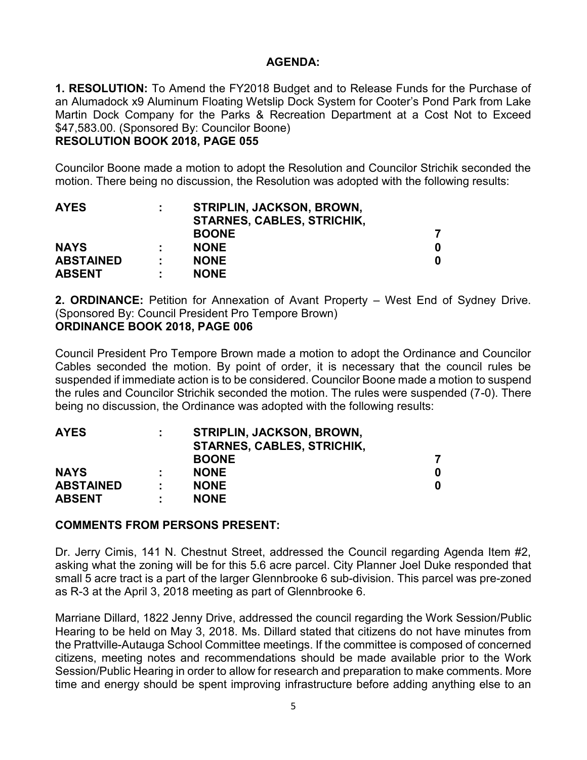## AGENDA:

**1. RESOLUTION:** To Amend the FY2018 Budget and to Release Funds for the Purchase of an Alumadock x9 Aluminum Floating Wetslip Dock System for Cooter's Pond Park from Lake Martin Dock Company for the Parks & Recreation Department at a Cost Not to Exceed $47,583.00. (Sponsored By: Councilor Boone)
**RESOLUTION BOOK 2018, PAGE 055**

Councilor Boone made a motion to adopt the Resolution and Councilor Strichik seconded the motion. There being no discussion, the Resolution was adopted with the following results:

| | | | |
|---|---|---|---|
| **AYES** | **:** | **STRIPLIN, JACKSON, BROWN, STARNES, CABLES, STRICHIK, BOONE** | **7** |
| **NAYS** | **:** | **NONE** | **0** |
| **ABSTAINED** | **:** | **NONE** | **0** |
| **ABSENT** | **:** | **NONE** | |

**2. ORDINANCE:** Petition for Annexation of Avant Property – West End of Sydney Drive. (Sponsored By: Council President Pro Tempore Brown)
**ORDINANCE BOOK 2018, PAGE 006**

Council President Pro Tempore Brown made a motion to adopt the Ordinance and Councilor Cables seconded the motion. By point of order, it is necessary that the council rules be suspended if immediate action is to be considered. Councilor Boone made a motion to suspend the rules and Councilor Strichik seconded the motion. The rules were suspended (7-0). There being no discussion, the Ordinance was adopted with the following results:

| | | | |
|---|---|---|---|
| **AYES** | **:** | **STRIPLIN, JACKSON, BROWN, STARNES, CABLES, STRICHIK, BOONE** | **7** |
| **NAYS** | **:** | **NONE** | **0** |
| **ABSTAINED** | **:** | **NONE** | **0** |
| **ABSENT** | **:** | **NONE** | |

## COMMENTS FROM PERSONS PRESENT:

Dr. Jerry Cimis, 141 N. Chestnut Street, addressed the Council regarding Agenda Item #2, asking what the zoning will be for this 5.6 acre parcel. City Planner Joel Duke responded that small 5 acre tract is a part of the larger Glennbrooke 6 sub-division. This parcel was pre-zoned as R-3 at the April 3, 2018 meeting as part of Glennbrooke 6.

Marriane Dillard, 1822 Jenny Drive, addressed the council regarding the Work Session/Public Hearing to be held on May 3, 2018. Ms. Dillard stated that citizens do not have minutes from the Prattville-Autauga School Committee meetings. If the committee is composed of concerned citizens, meeting notes and recommendations should be made available prior to the Work Session/Public Hearing in order to allow for research and preparation to make comments. More time and energy should be spent improving infrastructure before adding anything else to an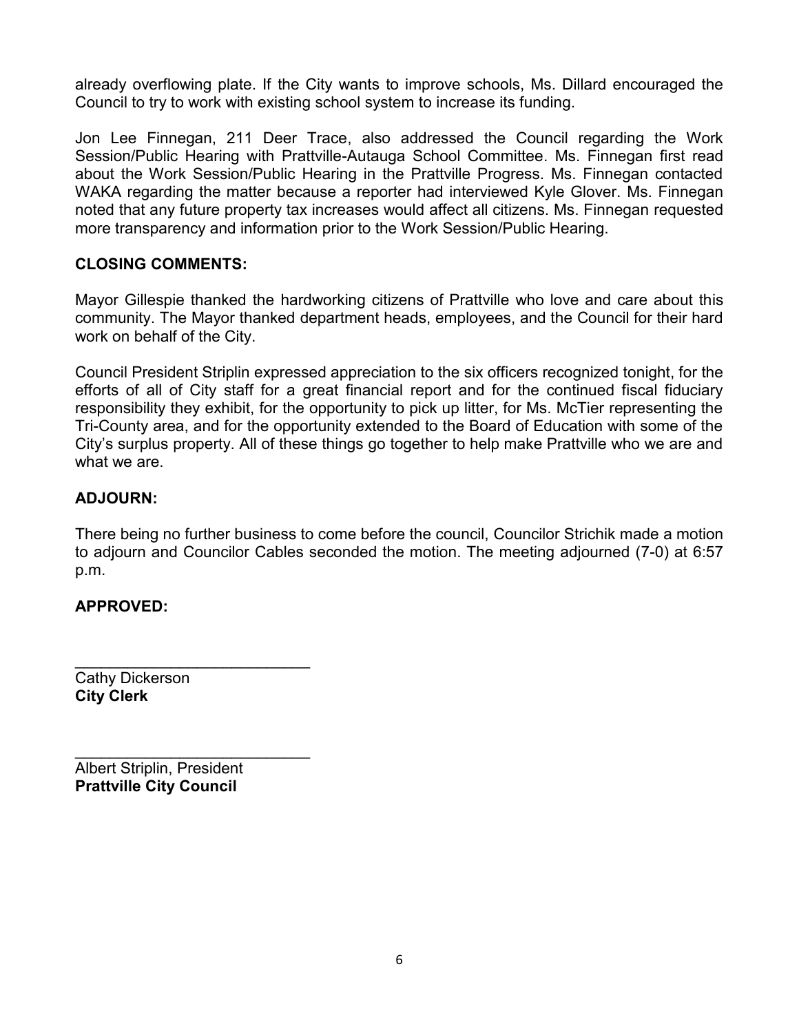already overflowing plate. If the City wants to improve schools, Ms. Dillard encouraged the Council to try to work with existing school system to increase its funding.

Jon Lee Finnegan, 211 Deer Trace, also addressed the Council regarding the Work Session/Public Hearing with Prattville-Autauga School Committee. Ms. Finnegan first read about the Work Session/Public Hearing in the Prattville Progress. Ms. Finnegan contacted WAKA regarding the matter because a reporter had interviewed Kyle Glover. Ms. Finnegan noted that any future property tax increases would affect all citizens. Ms. Finnegan requested more transparency and information prior to the Work Session/Public Hearing.

**CLOSING COMMENTS:**

Mayor Gillespie thanked the hardworking citizens of Prattville who love and care about this community. The Mayor thanked department heads, employees, and the Council for their hard work on behalf of the City.

Council President Striplin expressed appreciation to the six officers recognized tonight, for the efforts of all of City staff for a great financial report and for the continued fiscal fiduciary responsibility they exhibit, for the opportunity to pick up litter, for Ms. McTier representing the Tri-County area, and for the opportunity extended to the Board of Education with some of the City's surplus property. All of these things go together to help make Prattville who we are and what we are.

**ADJOURN:**

There being no further business to come before the council, Councilor Strichik made a motion to adjourn and Councilor Cables seconded the motion. The meeting adjourned (7-0) at 6:57 p.m.

**APPROVED:**

\_\_\_\_\_\_\_\_\_\_\_\_\_\_\_\_\_\_\_\_\_\_\_\_\_\_\_\_
Cathy Dickerson
**City Clerk**

\_\_\_\_\_\_\_\_\_\_\_\_\_\_\_\_\_\_\_\_\_\_\_\_\_\_\_\_
Albert Striplin, President
**Prattville City Council**